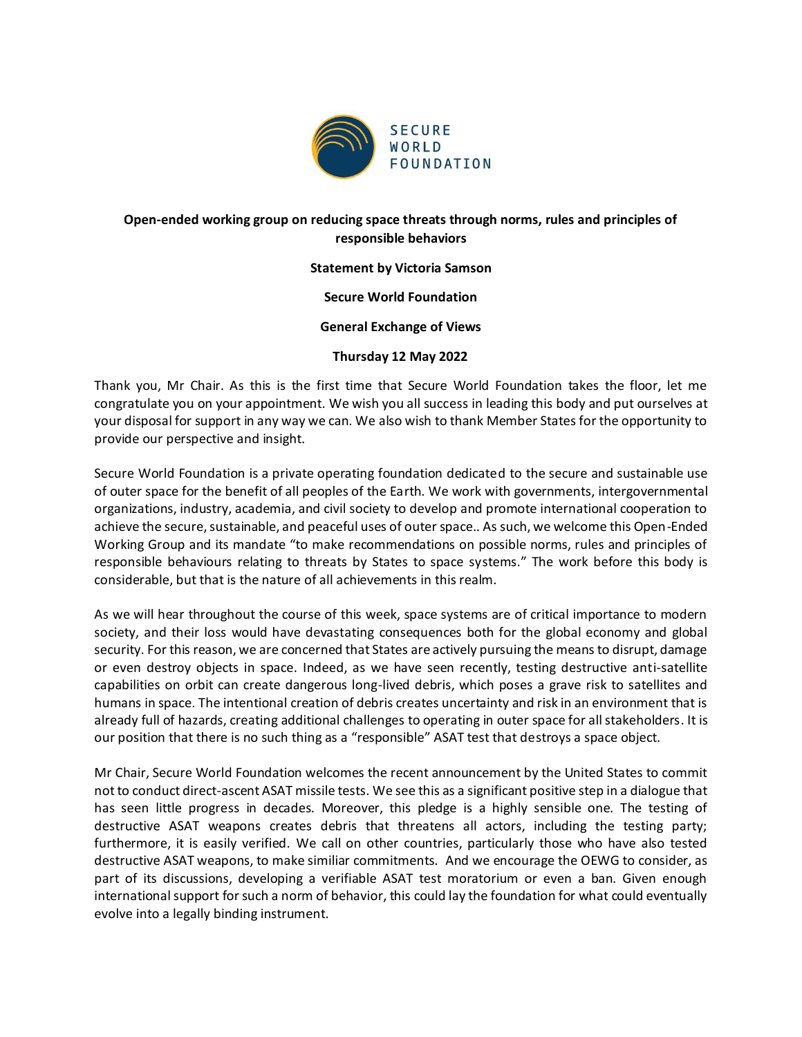SECURE WORLD FOUNDATION

**Open-ended working group on reducing space threats through norms, rules and principles of responsible behaviors**

**Statement by Victoria Samson**

**Secure World Foundation**

**General Exchange of Views**

**Thursday 12 May 2022**

Thank you, Mr Chair. As this is the first time that Secure World Foundation takes the floor, let me congratulate you on your appointment. We wish you all success in leading this body and put ourselves at your disposal for support in any way we can. We also wish to thank Member States for the opportunity to provide our perspective and insight.

Secure World Foundation is a private operating foundation dedicated to the secure and sustainable use of outer space for the benefit of all peoples of the Earth. We work with governments, intergovernmental organizations, industry, academia, and civil society to develop and promote international cooperation to achieve the secure, sustainable, and peaceful uses of outer space.. As such, we welcome this Open-Ended Working Group and its mandate "to make recommendations on possible norms, rules and principles of responsible behaviours relating to threats by States to space systems." The work before this body is considerable, but that is the nature of all achievements in this realm.

As we will hear throughout the course of this week, space systems are of critical importance to modern society, and their loss would have devastating consequences both for the global economy and global security. For this reason, we are concerned that States are actively pursuing the means to disrupt, damage or even destroy objects in space. Indeed, as we have seen recently, testing destructive anti-satellite capabilities on orbit can create dangerous long-lived debris, which poses a grave risk to satellites and humans in space. The intentional creation of debris creates uncertainty and risk in an environment that is already full of hazards, creating additional challenges to operating in outer space for all stakeholders. It is our position that there is no such thing as a "responsible" ASAT test that destroys a space object.

Mr Chair, Secure World Foundation welcomes the recent announcement by the United States to commit not to conduct direct-ascent ASAT missile tests. We see this as a significant positive step in a dialogue that has seen little progress in decades. Moreover, this pledge is a highly sensible one. The testing of destructive ASAT weapons creates debris that threatens all actors, including the testing party; furthermore, it is easily verified. We call on other countries, particularly those who have also tested destructive ASAT weapons, to make similiar commitments. And we encourage the OEWG to consider, as part of its discussions, developing a verifiable ASAT test moratorium or even a ban. Given enough international support for such a norm of behavior, this could lay the foundation for what could eventually evolve into a legally binding instrument.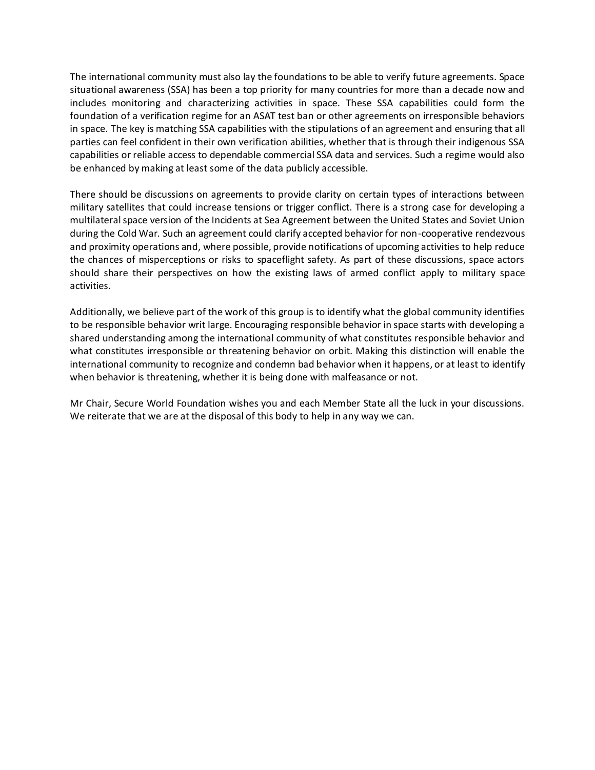The international community must also lay the foundations to be able to verify future agreements. Space situational awareness (SSA) has been a top priority for many countries for more than a decade now and includes monitoring and characterizing activities in space. These SSA capabilities could form the foundation of a verification regime for an ASAT test ban or other agreements on irresponsible behaviors in space. The key is matching SSA capabilities with the stipulations of an agreement and ensuring that all parties can feel confident in their own verification abilities, whether that is through their indigenous SSA capabilities or reliable access to dependable commercial SSA data and services. Such a regime would also be enhanced by making at least some of the data publicly accessible.

There should be discussions on agreements to provide clarity on certain types of interactions between military satellites that could increase tensions or trigger conflict. There is a strong case for developing a multilateral space version of the Incidents at Sea Agreement between the United States and Soviet Union during the Cold War. Such an agreement could clarify accepted behavior for non-cooperative rendezvous and proximity operations and, where possible, provide notifications of upcoming activities to help reduce the chances of misperceptions or risks to spaceflight safety. As part of these discussions, space actors should share their perspectives on how the existing laws of armed conflict apply to military space activities.

Additionally, we believe part of the work of this group is to identify what the global community identifies to be responsible behavior writ large. Encouraging responsible behavior in space starts with developing a shared understanding among the international community of what constitutes responsible behavior and what constitutes irresponsible or threatening behavior on orbit. Making this distinction will enable the international community to recognize and condemn bad behavior when it happens, or at least to identify when behavior is threatening, whether it is being done with malfeasance or not.

Mr Chair, Secure World Foundation wishes you and each Member State all the luck in your discussions. We reiterate that we are at the disposal of this body to help in any way we can.